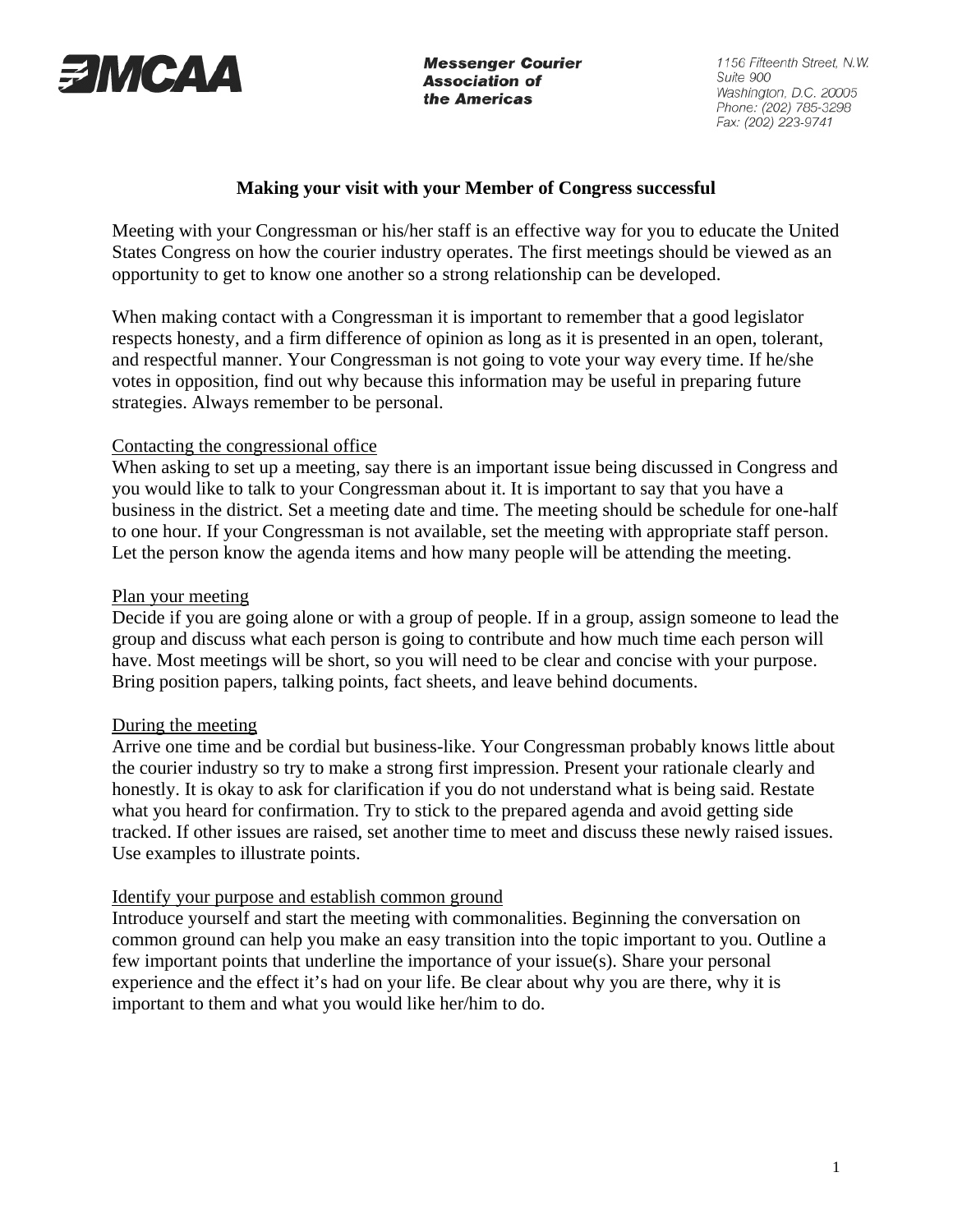**MCAA**

**Messenger Courier Association of the Americas**

*1156 Fifteenth Street, N.W.*
*Suite 900*
*Washington, D.C. 20005*
*Phone: (202) 785-3298*
*Fax: (202) 223-9741*

# Making your visit with your Member of Congress successful

Meeting with your Congressman or his/her staff is an effective way for you to educate the United States Congress on how the courier industry operates. The first meetings should be viewed as an opportunity to get to know one another so a strong relationship can be developed.

When making contact with a Congressman it is important to remember that a good legislator respects honesty, and a firm difference of opinion as long as it is presented in an open, tolerant, and respectful manner. Your Congressman is not going to vote your way every time. If he/she votes in opposition, find out why because this information may be useful in preparing future strategies. Always remember to be personal.

## Contacting the congressional office

When asking to set up a meeting, say there is an important issue being discussed in Congress and you would like to talk to your Congressman about it. It is important to say that you have a business in the district. Set a meeting date and time. The meeting should be schedule for one-half to one hour. If your Congressman is not available, set the meeting with appropriate staff person. Let the person know the agenda items and how many people will be attending the meeting.

## Plan your meeting

Decide if you are going alone or with a group of people. If in a group, assign someone to lead the group and discuss what each person is going to contribute and how much time each person will have. Most meetings will be short, so you will need to be clear and concise with your purpose. Bring position papers, talking points, fact sheets, and leave behind documents.

## During the meeting

Arrive one time and be cordial but business-like. Your Congressman probably knows little about the courier industry so try to make a strong first impression. Present your rationale clearly and honestly. It is okay to ask for clarification if you do not understand what is being said. Restate what you heard for confirmation. Try to stick to the prepared agenda and avoid getting side tracked. If other issues are raised, set another time to meet and discuss these newly raised issues. Use examples to illustrate points.

## Identify your purpose and establish common ground

Introduce yourself and start the meeting with commonalities. Beginning the conversation on common ground can help you make an easy transition into the topic important to you. Outline a few important points that underline the importance of your issue(s). Share your personal experience and the effect it's had on your life. Be clear about why you are there, why it is important to them and what you would like her/him to do.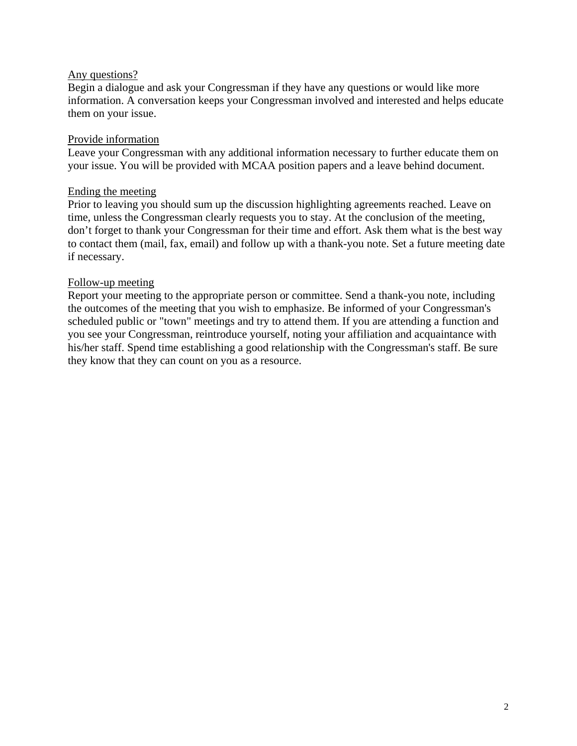<u>Any questions?</u>

Begin a dialogue and ask your Congressman if they have any questions or would like more information. A conversation keeps your Congressman involved and interested and helps educate them on your issue.

<u>Provide information</u>

Leave your Congressman with any additional information necessary to further educate them on your issue. You will be provided with MCAA position papers and a leave behind document.

<u>Ending the meeting</u>

Prior to leaving you should sum up the discussion highlighting agreements reached. Leave on time, unless the Congressman clearly requests you to stay. At the conclusion of the meeting, don't forget to thank your Congressman for their time and effort. Ask them what is the best way to contact them (mail, fax, email) and follow up with a thank-you note. Set a future meeting date if necessary.

<u>Follow-up meeting</u>

Report your meeting to the appropriate person or committee. Send a thank-you note, including the outcomes of the meeting that you wish to emphasize. Be informed of your Congressman's scheduled public or "town" meetings and try to attend them. If you are attending a function and you see your Congressman, reintroduce yourself, noting your affiliation and acquaintance with his/her staff. Spend time establishing a good relationship with the Congressman's staff. Be sure they know that they can count on you as a resource.